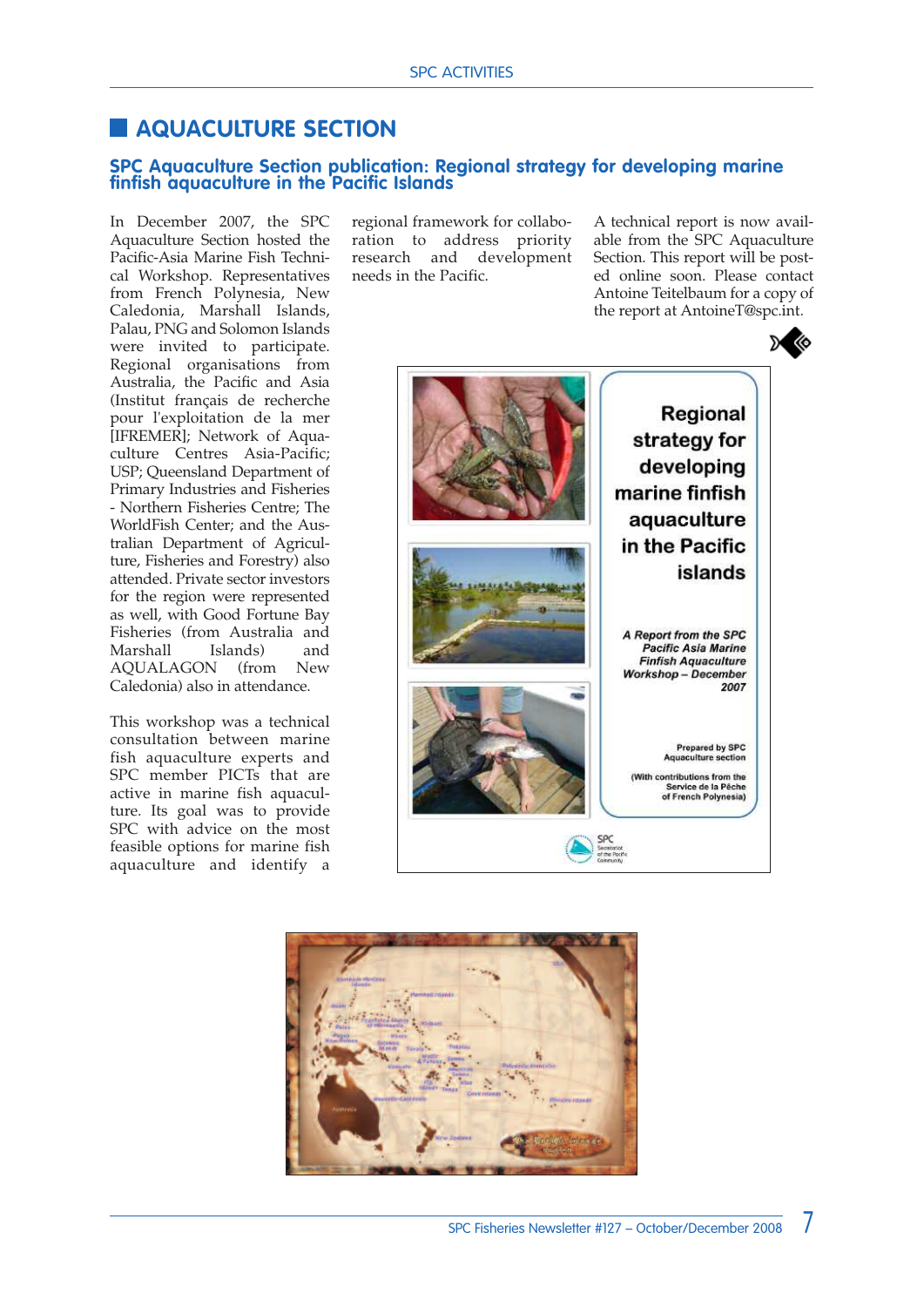# AQUACULTURE SECTION

## SPC Aquaculture Section publication: Regional strategy for developing marine finfish aquaculture in the Pacific Islands

In December 2007, the SPC Aquaculture Section hosted the Pacific-Asia Marine Fish Technical Workshop. Representatives from French Polynesia, New Caledonia, Marshall Islands, Palau, PNG and Solomon Islands were invited to participate. Regional organisations from Australia, the Pacific and Asia (Institut français de recherche pour l'exploitation de la mer [IFREMER]; Network of Aquaculture Centres Asia-Pacific; USP; Queensland Department of Primary Industries and Fisheries - Northern Fisheries Centre; The WorldFish Center; and the Australian Department of Agriculture, Fisheries and Forestry) also attended. Private sector investors for the region were represented as well, with Good Fortune Bay Fisheries (from Australia and Marshall Islands) and AQUALAGON (from New Caledonia) also in attendance.

This workshop was a technical consultation between marine fish aquaculture experts and SPC member PICTs that are active in marine fish aquaculture. Its goal was to provide SPC with advice on the most feasible options for marine fish aquaculture and identify a regional framework for collaboration to address priority research and development needs in the Pacific.

A technical report is now available from the SPC Aquaculture Section. This report will be posted online soon. Please contact Antoine Teitelbaum for a copy of the report at AntoineT@spc.int.

Regional strategy for developing marine finfish aquaculture in the Pacific islands

*A Report from the SPC Pacific Asia Marine Finfish Aquaculture Workshop – December 2007*

Prepared by SPC Aquaculture section

(With contributions from the Service de la Pêche of French Polynesia)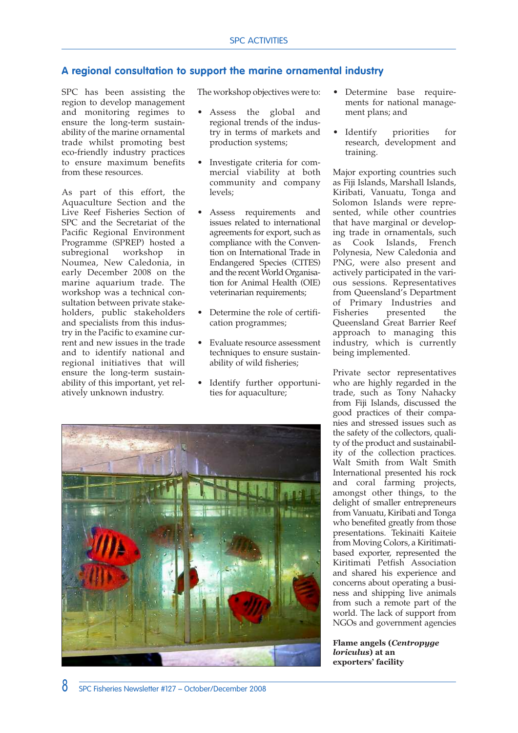## A regional consultation to support the marine ornamental industry

SPC has been assisting the region to develop management and monitoring regimes to ensure the long-term sustainability of the marine ornamental trade whilst promoting best eco-friendly industry practices to ensure maximum benefits from these resources.

As part of this effort, the Aquaculture Section and the Live Reef Fisheries Section of SPC and the Secretariat of the Pacific Regional Environment Programme (SPREP) hosted a subregional workshop in Noumea, New Caledonia, in early December 2008 on the marine aquarium trade. The workshop was a technical consultation between private stakeholders, public stakeholders and specialists from this industry in the Pacific to examine current and new issues in the trade and to identify national and regional initiatives that will ensure the long-term sustainability of this important, yet relatively unknown industry.

The workshop objectives were to:

- Assess the global and regional trends of the industry in terms of markets and production systems;
- Investigate criteria for commercial viability at both community and company levels;
- Assess requirements and issues related to international agreements for export, such as compliance with the Convention on International Trade in Endangered Species (CITES) and the recent World Organisation for Animal Health (OIE) veterinarian requirements;
- Determine the role of certification programmes;
- Evaluate resource assessment techniques to ensure sustainability of wild fisheries;
- Identify further opportunities for aquaculture;
- Determine base requirements for national management plans; and
- Identify priorities for research, development and training.

Major exporting countries such as Fiji Islands, Marshall Islands, Kiribati, Vanuatu, Tonga and Solomon Islands were represented, while other countries that have marginal or developing trade in ornamentals, such as Cook Islands, French Polynesia, New Caledonia and PNG, were also present and actively participated in the various sessions. Representatives from Queensland's Department of Primary Industries and Fisheries presented the Queensland Great Barrier Reef approach to managing this industry, which is currently being implemented.

Private sector representatives who are highly regarded in the trade, such as Tony Nahacky from Fiji Islands, discussed the good practices of their companies and stressed issues such as the safety of the collectors, quality of the product and sustainability of the collection practices. Walt Smith from Walt Smith International presented his rock and coral farming projects, amongst other things, to the delight of smaller entrepreneurs from Vanuatu, Kiribati and Tonga who benefited greatly from those presentations. Tekinaiti Kaiteie from Moving Colors, a Kiritimati-based exporter, represented the Kiritimati Petfish Association and shared his experience and concerns about operating a business and shipping live animals from such a remote part of the world. The lack of support from NGOs and government agencies

**Flame angels (*Centropyge loriculus*) at an exporters' facility**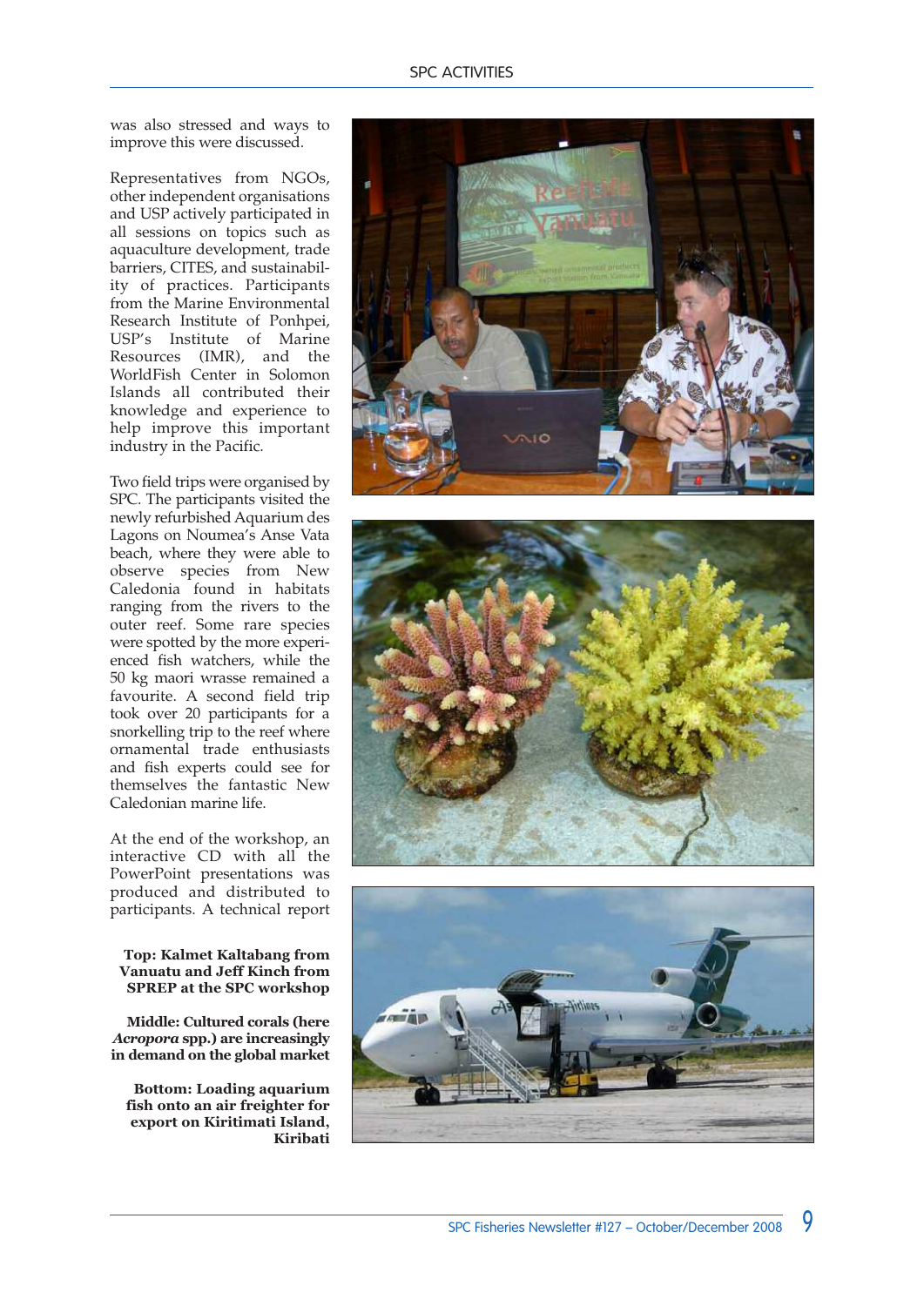was also stressed and ways to improve this were discussed.

Representatives from NGOs, other independent organisations and USP actively participated in all sessions on topics such as aquaculture development, trade barriers, CITES, and sustainability of practices. Participants from the Marine Environmental Research Institute of Ponhpei, USP's Institute of Marine Resources (IMR), and the WorldFish Center in Solomon Islands all contributed their knowledge and experience to help improve this important industry in the Pacific.

Two field trips were organised by SPC. The participants visited the newly refurbished Aquarium des Lagons on Noumea's Anse Vata beach, where they were able to observe species from New Caledonia found in habitats ranging from the rivers to the outer reef. Some rare species were spotted by the more experienced fish watchers, while the 50 kg maori wrasse remained a favourite. A second field trip took over 20 participants for a snorkelling trip to the reef where ornamental trade enthusiasts and fish experts could see for themselves the fantastic New Caledonian marine life.

At the end of the workshop, an interactive CD with all the PowerPoint presentations was produced and distributed to participants. A technical report

**Top: Kalmet Kaltabang from Vanuatu and Jeff Kinch from SPREP at the SPC workshop**

**Middle: Cultured corals (here *Acropora* spp.) are increasingly in demand on the global market**

**Bottom: Loading aquarium fish onto an air freighter for export on Kiritimati Island, Kiribati**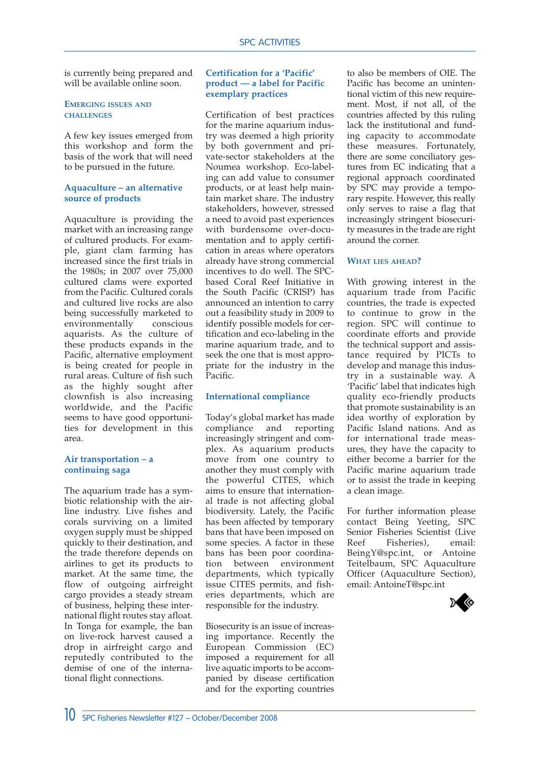is currently being prepared and will be available online soon.

### Emerging issues and challenges

A few key issues emerged from this workshop and form the basis of the work that will need to be pursued in the future.

#### Aquaculture – an alternative source of products

Aquaculture is providing the market with an increasing range of cultured products. For example, giant clam farming has increased since the first trials in the 1980s; in 2007 over 75,000 cultured clams were exported from the Pacific. Cultured corals and cultured live rocks are also being successfully marketed to environmentally conscious aquarists. As the culture of these products expands in the Pacific, alternative employment is being created for people in rural areas. Culture of fish such as the highly sought after clownfish is also increasing worldwide, and the Pacific seems to have good opportunities for development in this area.

#### Air transportation – a continuing saga

The aquarium trade has a symbiotic relationship with the airline industry. Live fishes and corals surviving on a limited oxygen supply must be shipped quickly to their destination, and the trade therefore depends on airlines to get its products to market. At the same time, the flow of outgoing airfreight cargo provides a steady stream of business, helping these international flight routes stay afloat. In Tonga for example, the ban on live-rock harvest caused a drop in airfreight cargo and reputedly contributed to the demise of one of the international flight connections.

#### Certification for a 'Pacific' product — a label for Pacific exemplary practices

Certification of best practices for the marine aquarium industry was deemed a high priority by both government and private-sector stakeholders at the Noumea workshop. Eco-labeling can add value to consumer products, or at least help maintain market share. The industry stakeholders, however, stressed a need to avoid past experiences with burdensome over-documentation and to apply certification in areas where operators already have strong commercial incentives to do well. The SPC-based Coral Reef Initiative in the South Pacific (CRISP) has announced an intention to carry out a feasibility study in 2009 to identify possible models for certification and eco-labeling in the marine aquarium trade, and to seek the one that is most appropriate for the industry in the Pacific.

#### International compliance

Today's global market has made compliance and reporting increasingly stringent and complex. As aquarium products move from one country to another they must comply with the powerful CITES, which aims to ensure that international trade is not affecting global biodiversity. Lately, the Pacific has been affected by temporary bans that have been imposed on some species. A factor in these bans has been poor coordination between environment departments, which typically issue CITES permits, and fisheries departments, which are responsible for the industry.

Biosecurity is an issue of increasing importance. Recently the European Commission (EC) imposed a requirement for all live aquatic imports to be accompanied by disease certification and for the exporting countries to also be members of OIE. The Pacific has become an unintentional victim of this new requirement. Most, if not all, of the countries affected by this ruling lack the institutional and funding capacity to accommodate these measures. Fortunately, there are some conciliatory gestures from EC indicating that a regional approach coordinated by SPC may provide a temporary respite. However, this really only serves to raise a flag that increasingly stringent biosecurity measures in the trade are right around the corner.

### What lies ahead?

With growing interest in the aquarium trade from Pacific countries, the trade is expected to continue to grow in the region. SPC will continue to coordinate efforts and provide the technical support and assistance required by PICTs to develop and manage this industry in a sustainable way. A 'Pacific' label that indicates high quality eco-friendly products that promote sustainability is an idea worthy of exploration by Pacific Island nations. And as for international trade measures, they have the capacity to either become a barrier for the Pacific marine aquarium trade or to assist the trade in keeping a clean image.

For further information please contact Being Yeeting, SPC Senior Fisheries Scientist (Live Reef Fisheries), email: BeingY@spc.int, or Antoine Teitelbaum, SPC Aquaculture Officer (Aquaculture Section), email: AntoineT@spc.int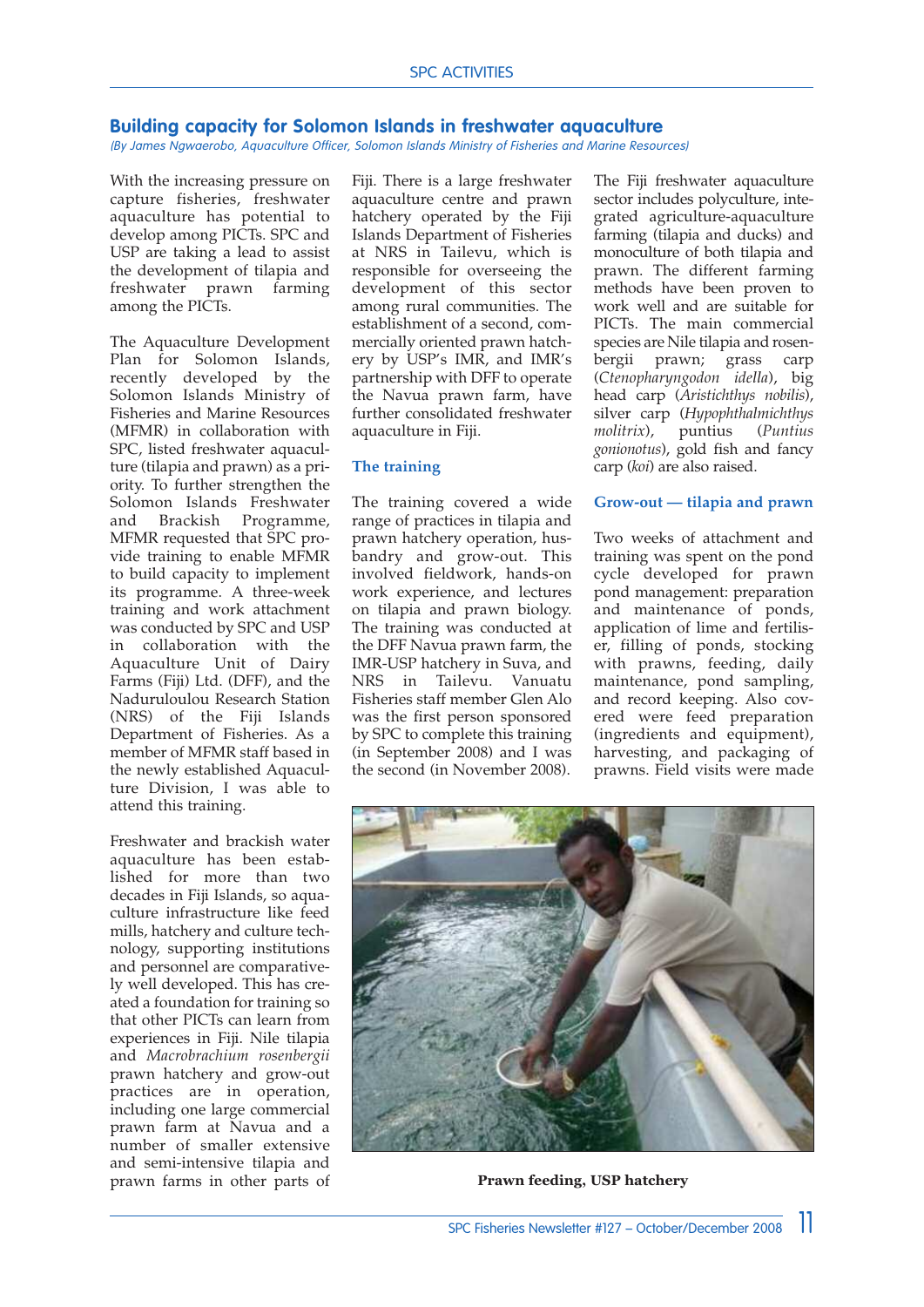## Building capacity for Solomon Islands in freshwater aquaculture

*(By James Ngwaerobo, Aquaculture Officer, Solomon Islands Ministry of Fisheries and Marine Resources)*

With the increasing pressure on capture fisheries, freshwater aquaculture has potential to develop among PICTs. SPC and USP are taking a lead to assist the development of tilapia and freshwater prawn farming among the PICTs.

The Aquaculture Development Plan for Solomon Islands, recently developed by the Solomon Islands Ministry of Fisheries and Marine Resources (MFMR) in collaboration with SPC, listed freshwater aquaculture (tilapia and prawn) as a priority. To further strengthen the Solomon Islands Freshwater and Brackish Programme, MFMR requested that SPC provide training to enable MFMR to build capacity to implement its programme. A three-week training and work attachment was conducted by SPC and USP in collaboration with the Aquaculture Unit of Dairy Farms (Fiji) Ltd. (DFF), and the Naduruloulou Research Station (NRS) of the Fiji Islands Department of Fisheries. As a member of MFMR staff based in the newly established Aquaculture Division, I was able to attend this training.

Freshwater and brackish water aquaculture has been established for more than two decades in Fiji Islands, so aquaculture infrastructure like feed mills, hatchery and culture technology, supporting institutions and personnel are comparatively well developed. This has created a foundation for training so that other PICTs can learn from experiences in Fiji. Nile tilapia and *Macrobrachium rosenbergii* prawn hatchery and grow-out practices are in operation, including one large commercial prawn farm at Navua and a number of smaller extensive and semi-intensive tilapia and prawn farms in other parts of Fiji. There is a large freshwater aquaculture centre and prawn hatchery operated by the Fiji Islands Department of Fisheries at NRS in Tailevu, which is responsible for overseeing the development of this sector among rural communities. The establishment of a second, commercially oriented prawn hatchery by USP's IMR, and IMR's partnership with DFF to operate the Navua prawn farm, have further consolidated freshwater aquaculture in Fiji.

### The training

The training covered a wide range of practices in tilapia and prawn hatchery operation, husbandry and grow-out. This involved fieldwork, hands-on work experience, and lectures on tilapia and prawn biology. The training was conducted at the DFF Navua prawn farm, the IMR-USP hatchery in Suva, and NRS in Tailevu. Vanuatu Fisheries staff member Glen Alo was the first person sponsored by SPC to complete this training (in September 2008) and I was the second (in November 2008).

The Fiji freshwater aquaculture sector includes polyculture, integrated agriculture-aquaculture farming (tilapia and ducks) and monoculture of both tilapia and prawn. The different farming methods have been proven to work well and are suitable for PICTs. The main commercial species are Nile tilapia and rosenbergii prawn; grass carp (*Ctenopharyngodon idella*), big head carp (*Aristichthys nobilis*), silver carp (*Hypophthalmichthys molitrix*), puntius (*Puntius gonionotus*), gold fish and fancy carp (*koi*) are also raised.

### Grow-out — tilapia and prawn

Two weeks of attachment and training was spent on the pond cycle developed for prawn pond management: preparation and maintenance of ponds, application of lime and fertiliser, filling of ponds, stocking with prawns, feeding, daily maintenance, pond sampling, and record keeping. Also covered were feed preparation (ingredients and equipment), harvesting, and packaging of prawns. Field visits were made

**Prawn feeding, USP hatchery**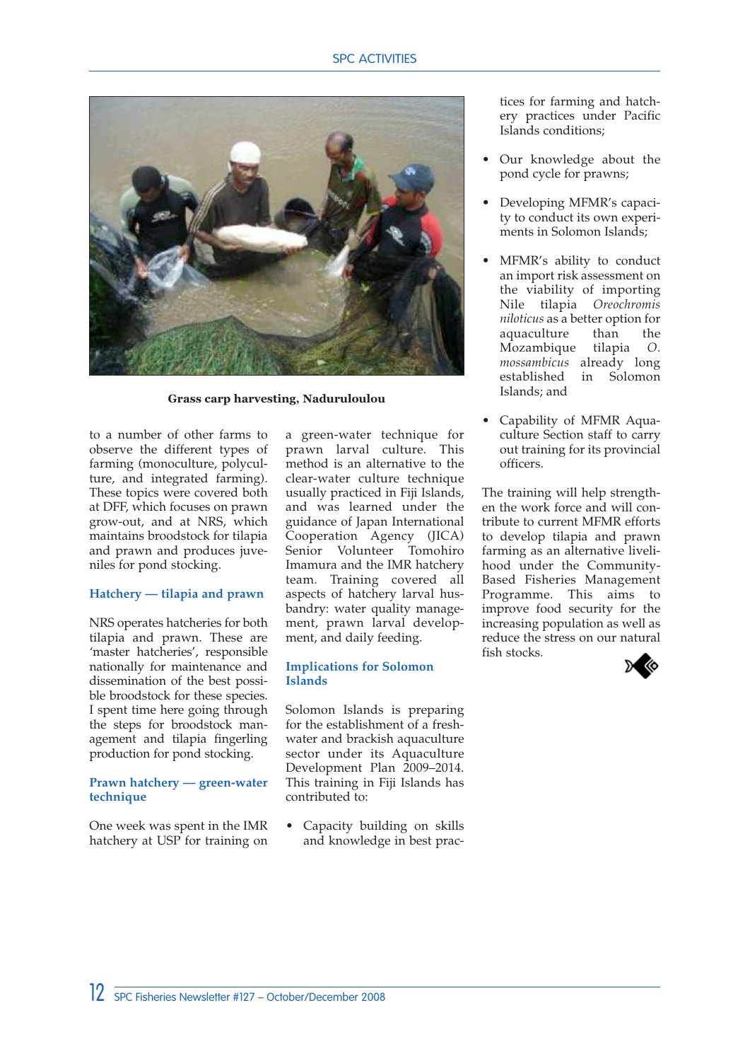Grass carp harvesting, Naduruloulou

to a number of other farms to observe the different types of farming (monoculture, polyculture, and integrated farming). These topics were covered both at DFF, which focuses on prawn grow-out, and at NRS, which maintains broodstock for tilapia and prawn and produces juveniles for pond stocking.

### Hatchery — tilapia and prawn

NRS operates hatcheries for both tilapia and prawn. These are 'master hatcheries', responsible nationally for maintenance and dissemination of the best possible broodstock for these species. I spent time here going through the steps for broodstock management and tilapia fingerling production for pond stocking.

### Prawn hatchery — green-water technique

One week was spent in the IMR hatchery at USP for training on a green-water technique for prawn larval culture. This method is an alternative to the clear-water culture technique usually practiced in Fiji Islands, and was learned under the guidance of Japan International Cooperation Agency (JICA) Senior Volunteer Tomohiro Imamura and the IMR hatchery team. Training covered all aspects of hatchery larval husbandry: water quality management, prawn larval development, and daily feeding.

### Implications for Solomon Islands

Solomon Islands is preparing for the establishment of a freshwater and brackish aquaculture sector under its Aquaculture Development Plan 2009–2014. This training in Fiji Islands has contributed to:

- Capacity building on skills and knowledge in best practices for farming and hatchery practices under Pacific Islands conditions;
- Our knowledge about the pond cycle for prawns;
- Developing MFMR's capacity to conduct its own experiments in Solomon Islands;
- MFMR's ability to conduct an import risk assessment on the viability of importing Nile tilapia *Oreochromis niloticus* as a better option for aquaculture than the Mozambique tilapia *O. mossambicus* already long established in Solomon Islands; and
- Capability of MFMR Aquaculture Section staff to carry out training for its provincial officers.

The training will help strengthen the work force and will contribute to current MFMR efforts to develop tilapia and prawn farming as an alternative livelihood under the Community-Based Fisheries Management Programme. This aims to improve food security for the increasing population as well as reduce the stress on our natural fish stocks.